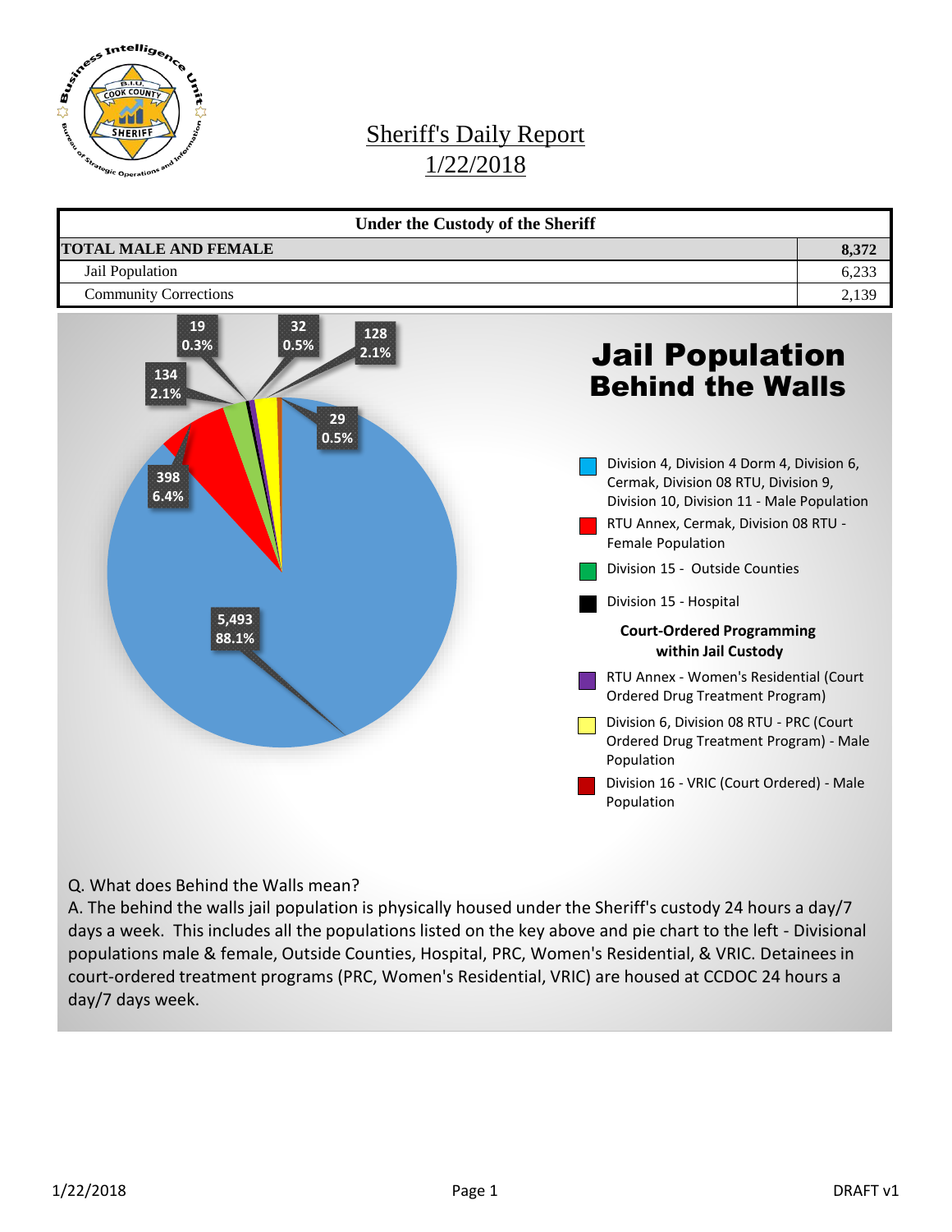# Sheriff's Daily Report
# 1/22/2018

| Under the Custody of the Sheriff | |
|---|---|
| **TOTAL MALE AND FEMALE** | **8,372** |
| Jail Population | 6,233 |
| Community Corrections | 2,139 |

## Jail Population Behind the Walls

| Category | Count | Percent |
|---|---|---|
| Division 4, Division 4 Dorm 4, Division 6, Cermak, Division 08 RTU, Division 9, Division 10, Division 11 - Male Population | 5,493 | 88.1% |
| RTU Annex, Cermak, Division 08 RTU - Female Population | 398 | 6.4% |
| Division 15 - Outside Counties | 134 | 2.1% |
| Division 15 - Hospital | 19 | 0.3% |
| **Court-Ordered Programming within Jail Custody** | | |
| RTU Annex - Women's Residential (Court Ordered Drug Treatment Program) | 32 | 0.5% |
| Division 6, Division 08 RTU - PRC (Court Ordered Drug Treatment Program) - Male Population | 128 | 2.1% |
| Division 16 - VRIC (Court Ordered) - Male Population | 29 | 0.5% |

Q. What does Behind the Walls mean?

A. The behind the walls jail population is physically housed under the Sheriff's custody 24 hours a day/7 days a week. This includes all the populations listed on the key above and pie chart to the left - Divisional populations male & female, Outside Counties, Hospital, PRC, Women's Residential, & VRIC. Detainees in court-ordered treatment programs (PRC, Women's Residential, VRIC) are housed at CCDOC 24 hours a day/7 days week.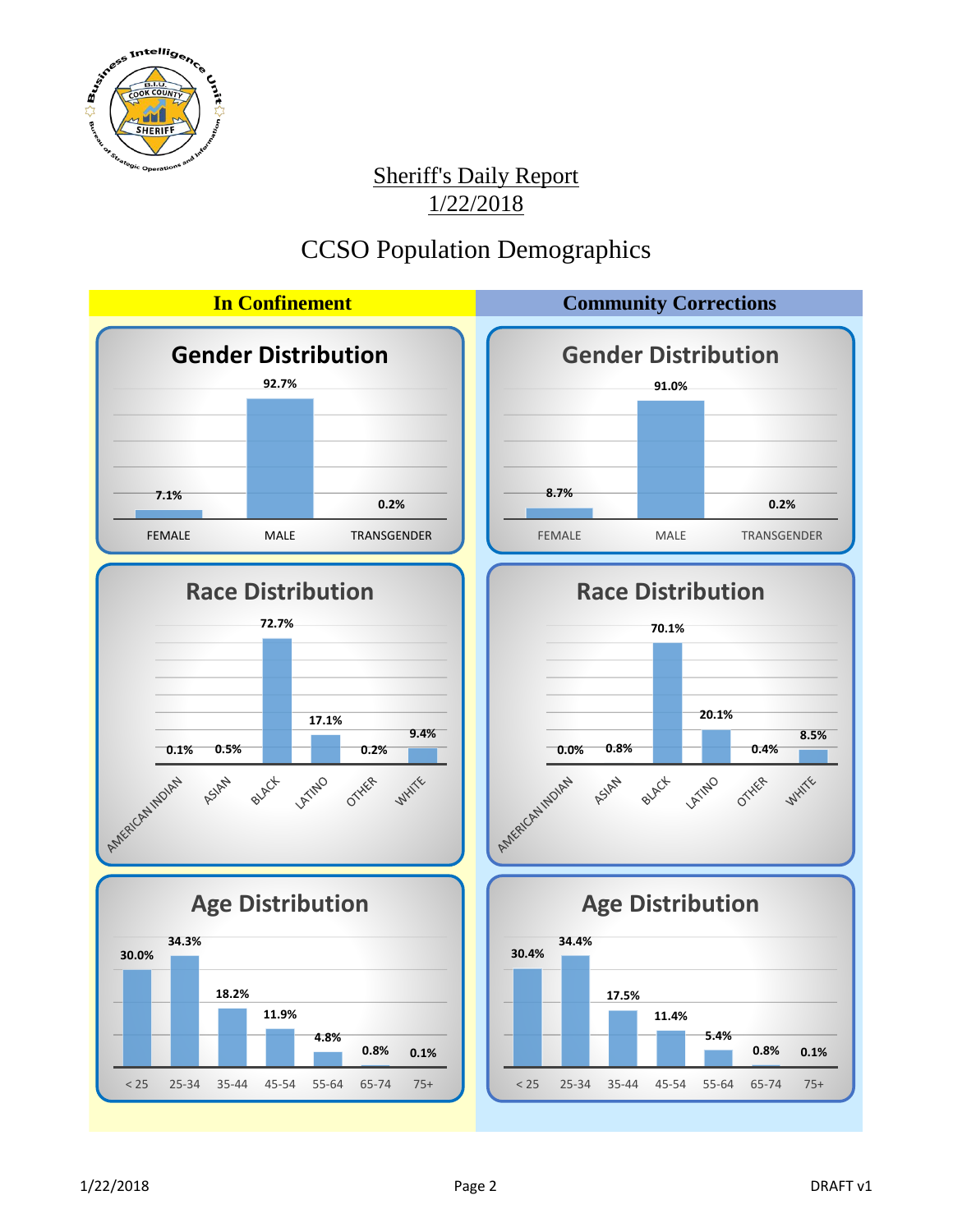# Sheriff's Daily Report
# 1/22/2018

## CCSO Population Demographics

### In Confinement

**Gender Distribution**

92.7%
7.1%
0.2%
FEMALE
MALE
TRANSGENDER

**Race Distribution**

72.7%
17.1%
9.4%
0.1%
0.5%
0.2%
AMERICAN INDIAN
ASIAN
BLACK
LATINO
OTHER
WHITE

**Age Distribution**

30.0%
34.3%
18.2%
11.9%
4.8%
0.8%
0.1%
< 25
25-34
35-44
45-54
55-64
65-74
75+

### Community Corrections

**Gender Distribution**

91.0%
8.7%
0.2%
FEMALE
MALE
TRANSGENDER

**Race Distribution**

70.1%
20.1%
8.5%
0.0%
0.8%
0.4%
AMERICAN INDIAN
ASIAN
BLACK
LATINO
OTHER
WHITE

**Age Distribution**

30.4%
34.4%
17.5%
11.4%
5.4%
0.8%
0.1%
< 25
25-34
35-44
45-54
55-64
65-74
75+

1/22/2018 DRAFT v1